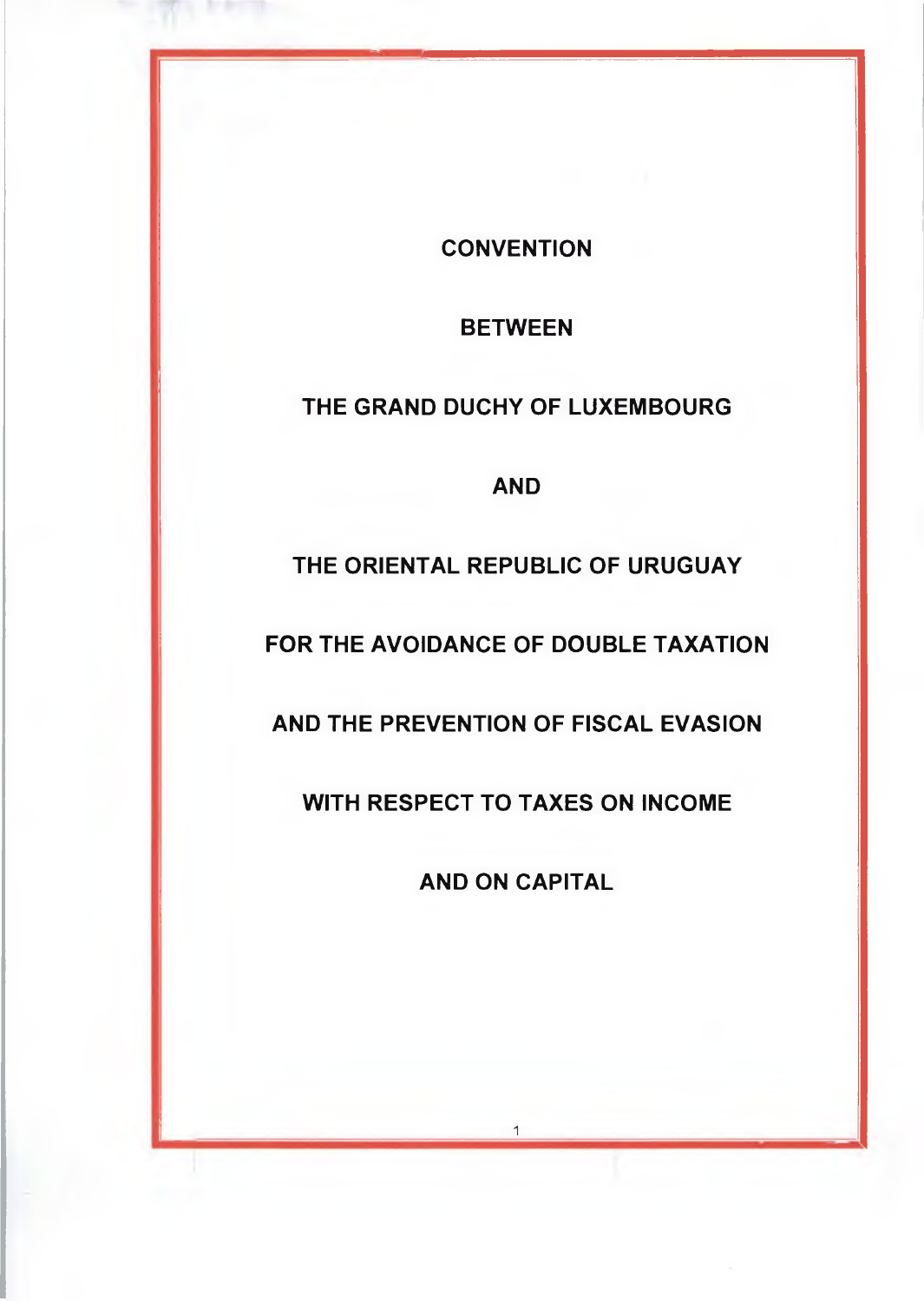# CONVENTION

# BETWEEN

# THE GRAND DUCHY OF LUXEMBOURG

# AND

# THE ORIENTAL REPUBLIC OF URUGUAY

# FOR THE AVOIDANCE OF DOUBLE TAXATION

# AND THE PREVENTION OF FISCAL EVASION

# WITH RESPECT TO TAXES ON INCOME

# AND ON CAPITAL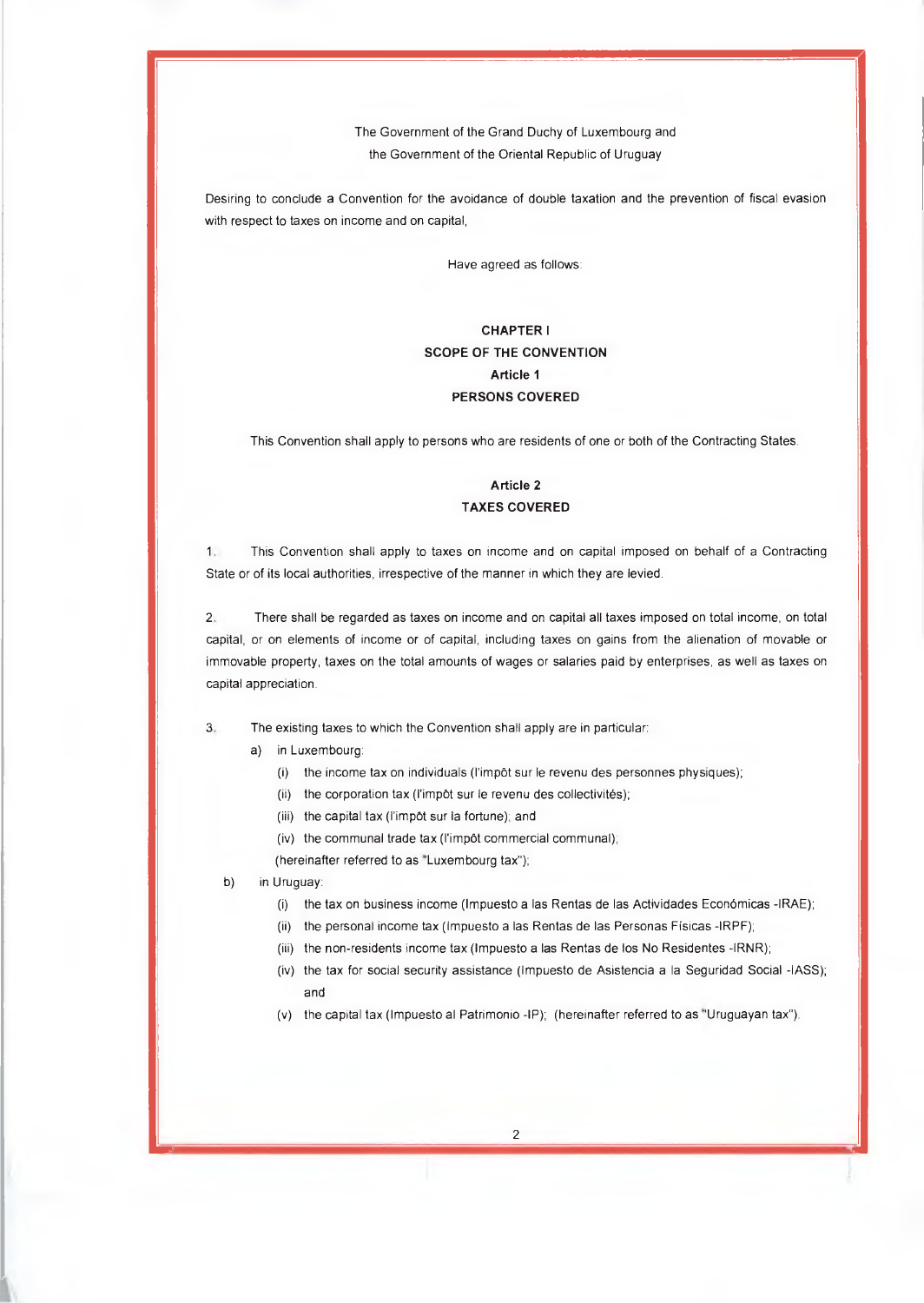The Government of the Grand Duchy of Luxembourg and
the Government of the Oriental Republic of Uruguay

Desiring to conclude a Convention for the avoidance of double taxation and the prevention of fiscal evasion with respect to taxes on income and on capital,

Have agreed as follows:

**CHAPTER I**
**SCOPE OF THE CONVENTION**
**Article 1**
**PERSONS COVERED**

This Convention shall apply to persons who are residents of one or both of the Contracting States.

**Article 2**
**TAXES COVERED**

1. This Convention shall apply to taxes on income and on capital imposed on behalf of a Contracting State or of its local authorities, irrespective of the manner in which they are levied.

2. There shall be regarded as taxes on income and on capital all taxes imposed on total income, on total capital, or on elements of income or of capital, including taxes on gains from the alienation of movable or immovable property, taxes on the total amounts of wages or salaries paid by enterprises, as well as taxes on capital appreciation.

3. The existing taxes to which the Convention shall apply are in particular:

   a) in Luxembourg:
      - (i) the income tax on individuals (l'impôt sur le revenu des personnes physiques);
      - (ii) the corporation tax (l'impôt sur le revenu des collectivités);
      - (iii) the capital tax (l'impôt sur la fortune); and
      - (iv) the communal trade tax (l'impôt commercial communal);

      (hereinafter referred to as "Luxembourg tax");

   b) in Uruguay:
      - (i) the tax on business income (Impuesto a las Rentas de las Actividades Económicas -IRAE);
      - (ii) the personal income tax (Impuesto a las Rentas de las Personas Físicas -IRPF);
      - (iii) the non-residents income tax (Impuesto a las Rentas de los No Residentes -IRNR);
      - (iv) the tax for social security assistance (Impuesto de Asistencia a la Seguridad Social -IASS); and
      - (v) the capital tax (Impuesto al Patrimonio -IP); (hereinafter referred to as "Uruguayan tax").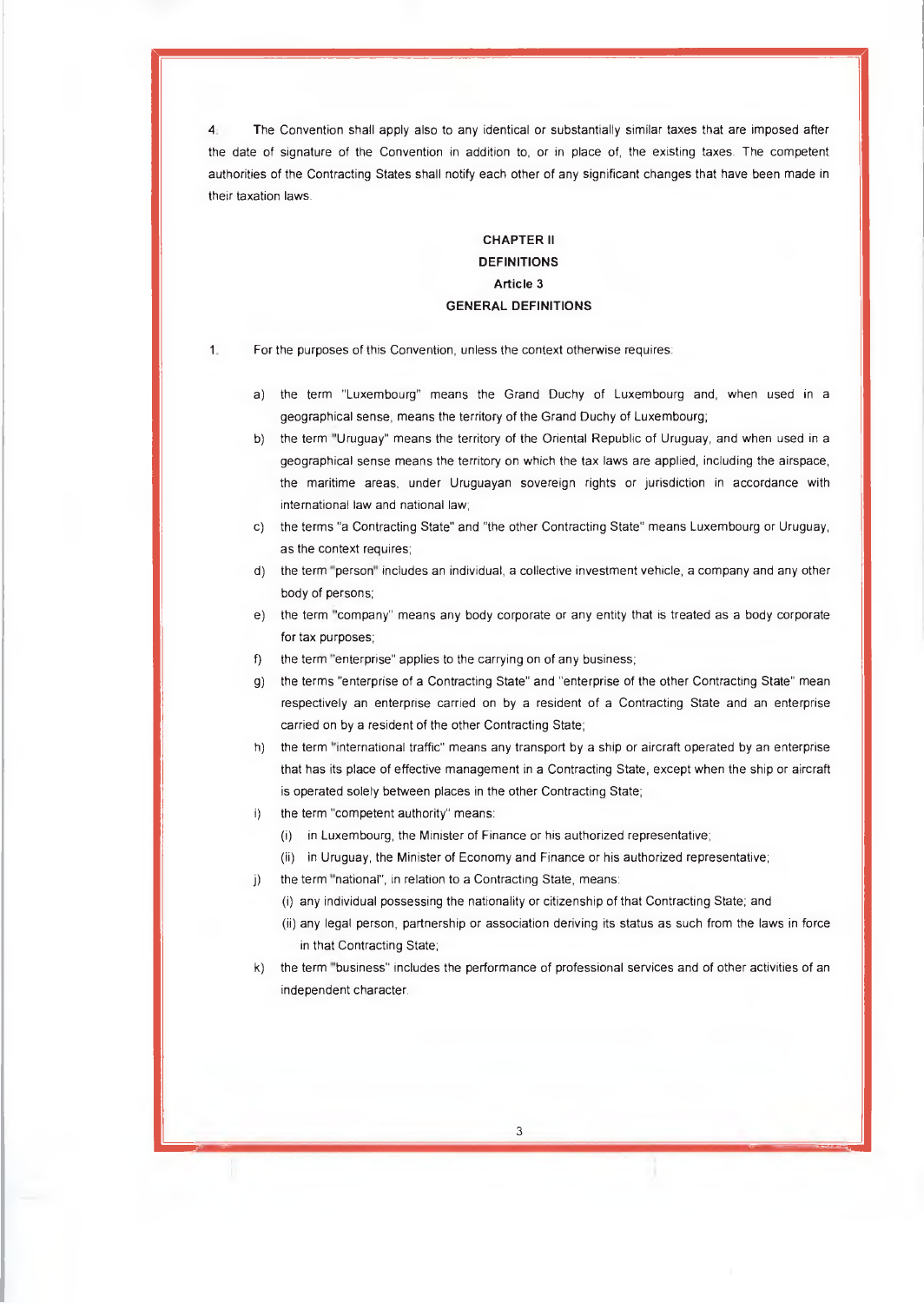4. The Convention shall apply also to any identical or substantially similar taxes that are imposed after the date of signature of the Convention in addition to, or in place of, the existing taxes. The competent authorities of the Contracting States shall notify each other of any significant changes that have been made in their taxation laws.

## CHAPTER II
## DEFINITIONS
### Article 3
### GENERAL DEFINITIONS

1. For the purposes of this Convention, unless the context otherwise requires:

   a) the term "Luxembourg" means the Grand Duchy of Luxembourg and, when used in a geographical sense, means the territory of the Grand Duchy of Luxembourg;

   b) the term "Uruguay" means the territory of the Oriental Republic of Uruguay, and when used in a geographical sense means the territory on which the tax laws are applied, including the airspace, the maritime areas, under Uruguayan sovereign rights or jurisdiction in accordance with international law and national law;

   c) the terms "a Contracting State" and "the other Contracting State" means Luxembourg or Uruguay, as the context requires;

   d) the term "person" includes an individual, a collective investment vehicle, a company and any other body of persons;

   e) the term "company" means any body corporate or any entity that is treated as a body corporate for tax purposes;

   f) the term "enterprise" applies to the carrying on of any business;

   g) the terms "enterprise of a Contracting State" and "enterprise of the other Contracting State" mean respectively an enterprise carried on by a resident of a Contracting State and an enterprise carried on by a resident of the other Contracting State;

   h) the term "international traffic" means any transport by a ship or aircraft operated by an enterprise that has its place of effective management in a Contracting State, except when the ship or aircraft is operated solely between places in the other Contracting State;

   i) the term "competent authority" means:
      (i) in Luxembourg, the Minister of Finance or his authorized representative;
      (ii) in Uruguay, the Minister of Economy and Finance or his authorized representative;

   j) the term "national", in relation to a Contracting State, means:
      (i) any individual possessing the nationality or citizenship of that Contracting State; and
      (ii) any legal person, partnership or association deriving its status as such from the laws in force in that Contracting State;

   k) the term "business" includes the performance of professional services and of other activities of an independent character.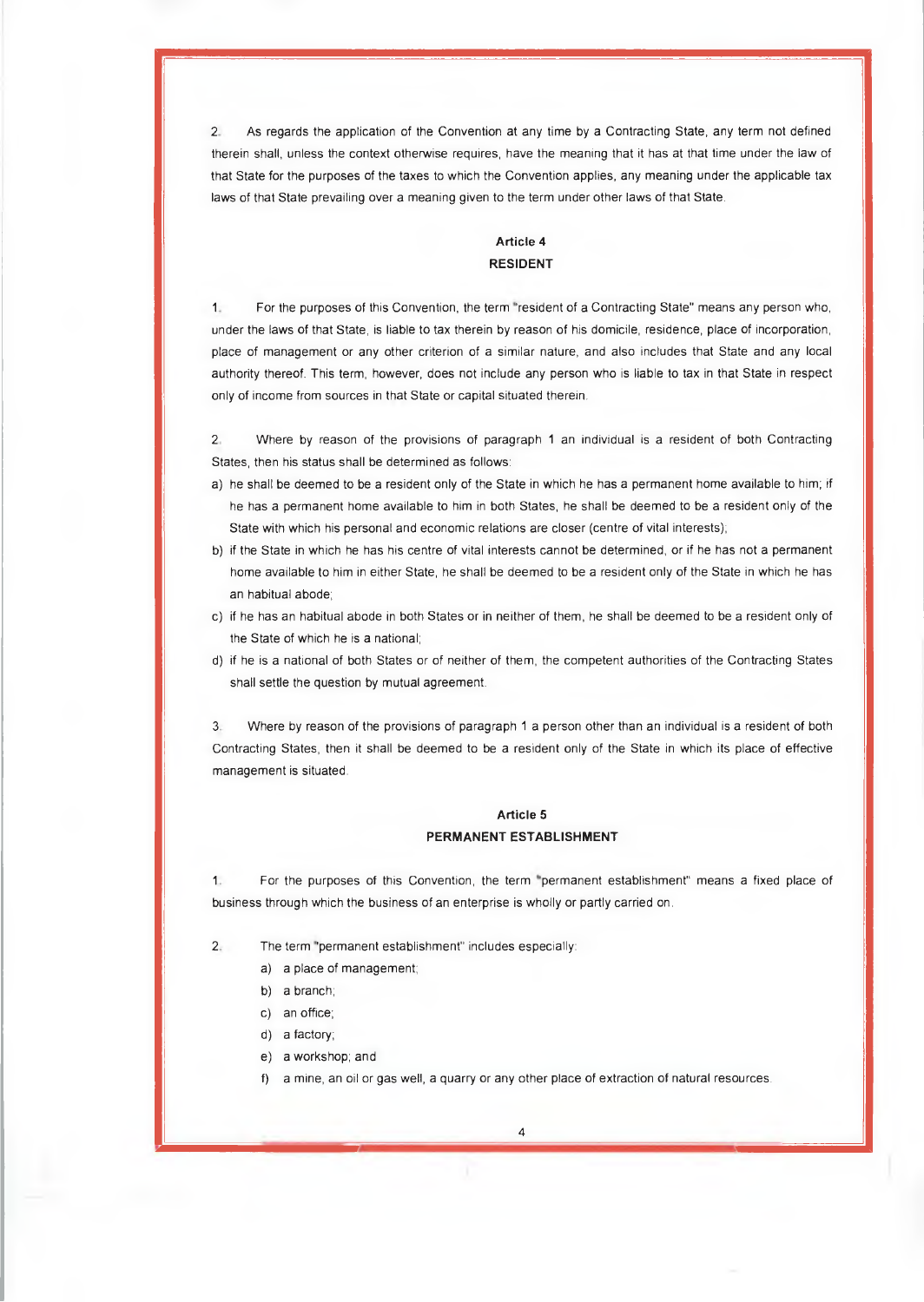2. As regards the application of the Convention at any time by a Contracting State, any term not defined therein shall, unless the context otherwise requires, have the meaning that it has at that time under the law of that State for the purposes of the taxes to which the Convention applies, any meaning under the applicable tax laws of that State prevailing over a meaning given to the term under other laws of that State.

## Article 4
## RESIDENT

1. For the purposes of this Convention, the term "resident of a Contracting State" means any person who, under the laws of that State, is liable to tax therein by reason of his domicile, residence, place of incorporation, place of management or any other criterion of a similar nature, and also includes that State and any local authority thereof. This term, however, does not include any person who is liable to tax in that State in respect only of income from sources in that State or capital situated therein.

2. Where by reason of the provisions of paragraph 1 an individual is a resident of both Contracting States, then his status shall be determined as follows:

a) he shall be deemed to be a resident only of the State in which he has a permanent home available to him; if he has a permanent home available to him in both States, he shall be deemed to be a resident only of the State with which his personal and economic relations are closer (centre of vital interests);
b) if the State in which he has his centre of vital interests cannot be determined, or if he has not a permanent home available to him in either State, he shall be deemed to be a resident only of the State in which he has an habitual abode;
c) if he has an habitual abode in both States or in neither of them, he shall be deemed to be a resident only of the State of which he is a national;
d) if he is a national of both States or of neither of them, the competent authorities of the Contracting States shall settle the question by mutual agreement.

3. Where by reason of the provisions of paragraph 1 a person other than an individual is a resident of both Contracting States, then it shall be deemed to be a resident only of the State in which its place of effective management is situated.

## Article 5
## PERMANENT ESTABLISHMENT

1. For the purposes of this Convention, the term "permanent establishment" means a fixed place of business through which the business of an enterprise is wholly or partly carried on.

2. The term "permanent establishment" includes especially:

a) a place of management;
b) a branch;
c) an office;
d) a factory;
e) a workshop; and
f) a mine, an oil or gas well, a quarry or any other place of extraction of natural resources.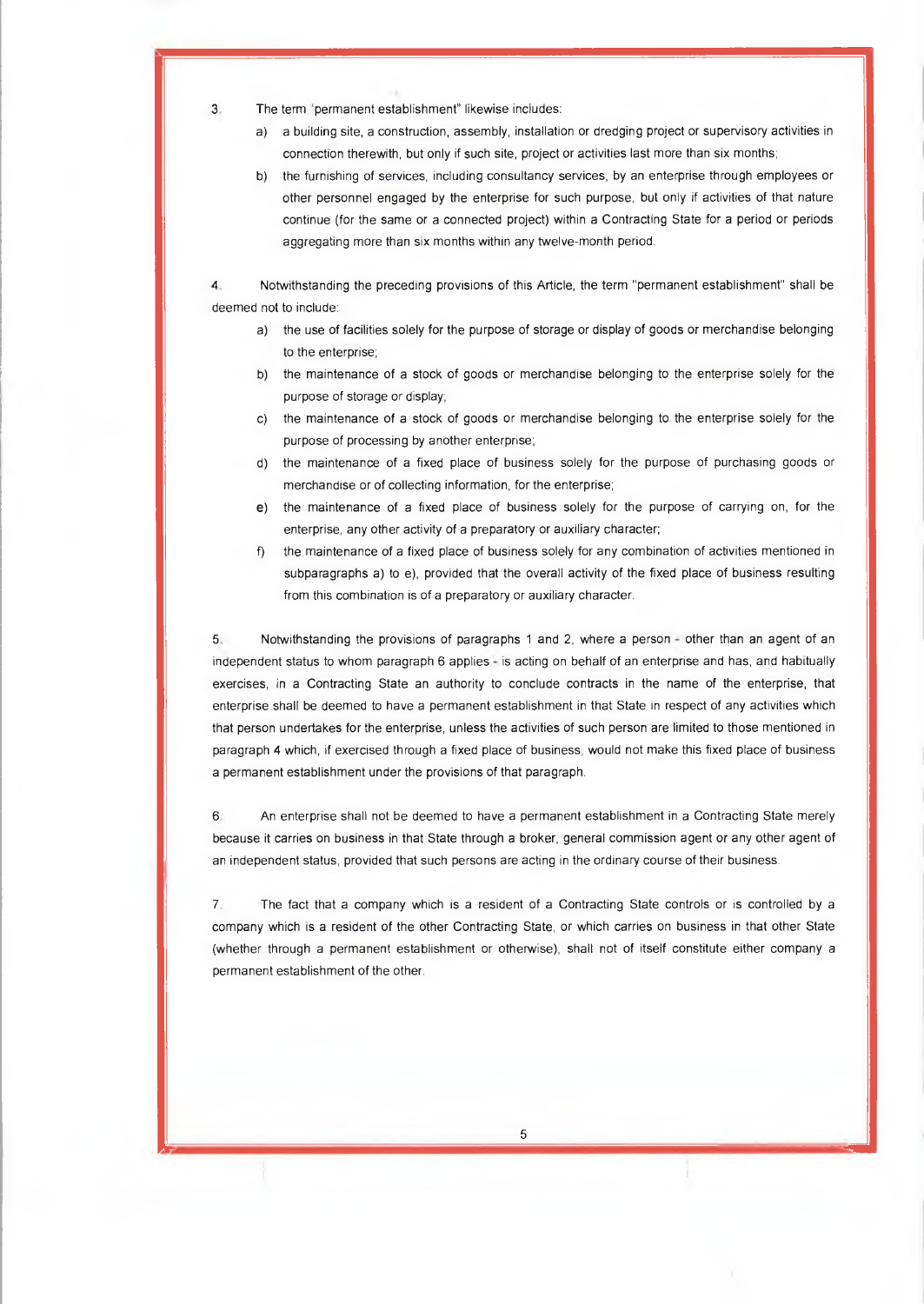3. The term "permanent establishment" likewise includes:

   a) a building site, a construction, assembly, installation or dredging project or supervisory activities in connection therewith, but only if such site, project or activities last more than six months;

   b) the furnishing of services, including consultancy services, by an enterprise through employees or other personnel engaged by the enterprise for such purpose, but only if activities of that nature continue (for the same or a connected project) within a Contracting State for a period or periods aggregating more than six months within any twelve-month period.

4. Notwithstanding the preceding provisions of this Article, the term "permanent establishment" shall be deemed not to include:

   a) the use of facilities solely for the purpose of storage or display of goods or merchandise belonging to the enterprise;

   b) the maintenance of a stock of goods or merchandise belonging to the enterprise solely for the purpose of storage or display;

   c) the maintenance of a stock of goods or merchandise belonging to the enterprise solely for the purpose of processing by another enterprise;

   d) the maintenance of a fixed place of business solely for the purpose of purchasing goods or merchandise or of collecting information, for the enterprise;

   e) the maintenance of a fixed place of business solely for the purpose of carrying on, for the enterprise, any other activity of a preparatory or auxiliary character;

   f) the maintenance of a fixed place of business solely for any combination of activities mentioned in subparagraphs a) to e), provided that the overall activity of the fixed place of business resulting from this combination is of a preparatory or auxiliary character.

5. Notwithstanding the provisions of paragraphs 1 and 2, where a person - other than an agent of an independent status to whom paragraph 6 applies - is acting on behalf of an enterprise and has, and habitually exercises, in a Contracting State an authority to conclude contracts in the name of the enterprise, that enterprise shall be deemed to have a permanent establishment in that State in respect of any activities which that person undertakes for the enterprise, unless the activities of such person are limited to those mentioned in paragraph 4 which, if exercised through a fixed place of business, would not make this fixed place of business a permanent establishment under the provisions of that paragraph.

6. An enterprise shall not be deemed to have a permanent establishment in a Contracting State merely because it carries on business in that State through a broker, general commission agent or any other agent of an independent status, provided that such persons are acting in the ordinary course of their business.

7. The fact that a company which is a resident of a Contracting State controls or is controlled by a company which is a resident of the other Contracting State, or which carries on business in that other State (whether through a permanent establishment or otherwise), shall not of itself constitute either company a permanent establishment of the other.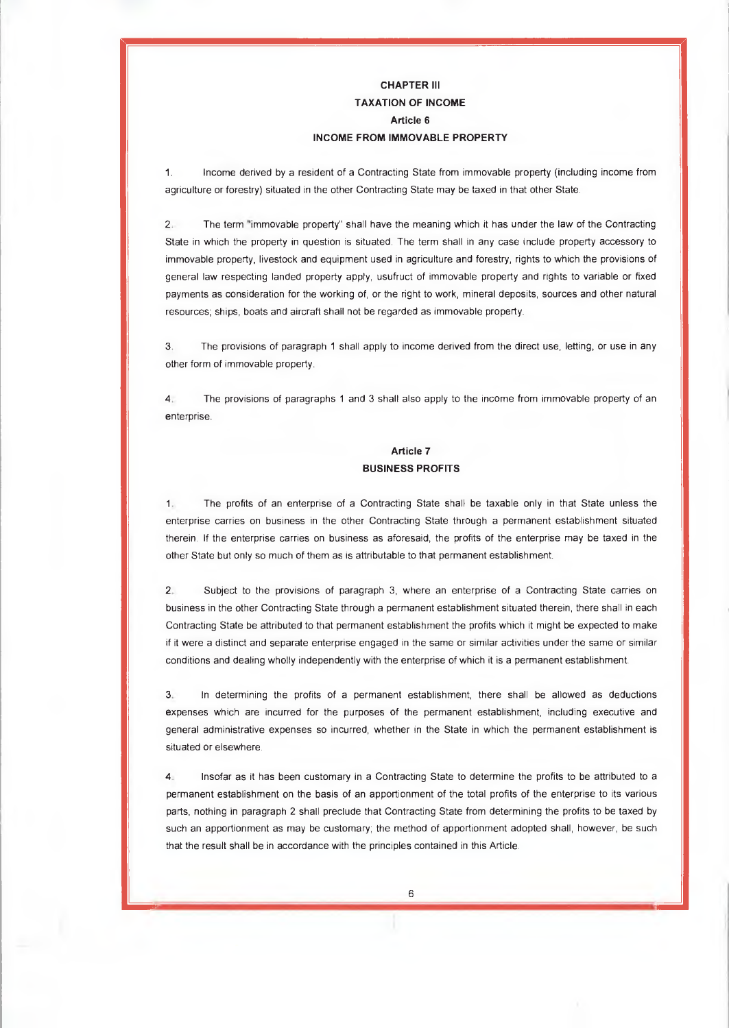## CHAPTER III
## TAXATION OF INCOME
### Article 6
### INCOME FROM IMMOVABLE PROPERTY

1. Income derived by a resident of a Contracting State from immovable property (including income from agriculture or forestry) situated in the other Contracting State may be taxed in that other State.

2. The term "immovable property" shall have the meaning which it has under the law of the Contracting State in which the property in question is situated. The term shall in any case include property accessory to immovable property, livestock and equipment used in agriculture and forestry, rights to which the provisions of general law respecting landed property apply, usufruct of immovable property and rights to variable or fixed payments as consideration for the working of, or the right to work, mineral deposits, sources and other natural resources; ships, boats and aircraft shall not be regarded as immovable property.

3. The provisions of paragraph 1 shall apply to income derived from the direct use, letting, or use in any other form of immovable property.

4. The provisions of paragraphs 1 and 3 shall also apply to the income from immovable property of an enterprise.

### Article 7
### BUSINESS PROFITS

1. The profits of an enterprise of a Contracting State shall be taxable only in that State unless the enterprise carries on business in the other Contracting State through a permanent establishment situated therein. If the enterprise carries on business as aforesaid, the profits of the enterprise may be taxed in the other State but only so much of them as is attributable to that permanent establishment.

2. Subject to the provisions of paragraph 3, where an enterprise of a Contracting State carries on business in the other Contracting State through a permanent establishment situated therein, there shall in each Contracting State be attributed to that permanent establishment the profits which it might be expected to make if it were a distinct and separate enterprise engaged in the same or similar activities under the same or similar conditions and dealing wholly independently with the enterprise of which it is a permanent establishment.

3. In determining the profits of a permanent establishment, there shall be allowed as deductions expenses which are incurred for the purposes of the permanent establishment, including executive and general administrative expenses so incurred, whether in the State in which the permanent establishment is situated or elsewhere.

4. Insofar as it has been customary in a Contracting State to determine the profits to be attributed to a permanent establishment on the basis of an apportionment of the total profits of the enterprise to its various parts, nothing in paragraph 2 shall preclude that Contracting State from determining the profits to be taxed by such an apportionment as may be customary; the method of apportionment adopted shall, however, be such that the result shall be in accordance with the principles contained in this Article.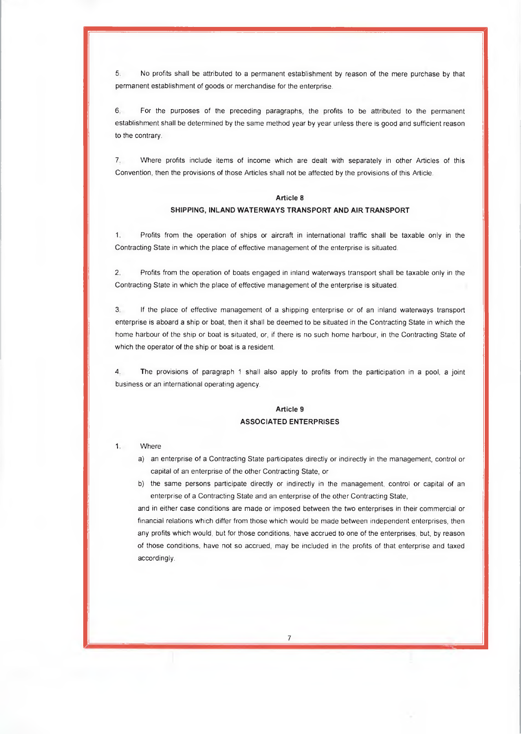5. No profits shall be attributed to a permanent establishment by reason of the mere purchase by that permanent establishment of goods or merchandise for the enterprise.

6. For the purposes of the preceding paragraphs, the profits to be attributed to the permanent establishment shall be determined by the same method year by year unless there is good and sufficient reason to the contrary.

7. Where profits include items of income which are dealt with separately in other Articles of this Convention, then the provisions of those Articles shall not be affected by the provisions of this Article.

## Article 8
## SHIPPING, INLAND WATERWAYS TRANSPORT AND AIR TRANSPORT

1. Profits from the operation of ships or aircraft in international traffic shall be taxable only in the Contracting State in which the place of effective management of the enterprise is situated.

2. Profits from the operation of boats engaged in inland waterways transport shall be taxable only in the Contracting State in which the place of effective management of the enterprise is situated.

3. If the place of effective management of a shipping enterprise or of an inland waterways transport enterprise is aboard a ship or boat, then it shall be deemed to be situated in the Contracting State in which the home harbour of the ship or boat is situated, or, if there is no such home harbour, in the Contracting State of which the operator of the ship or boat is a resident.

4. The provisions of paragraph 1 shall also apply to profits from the participation in a pool, a joint business or an international operating agency.

## Article 9
## ASSOCIATED ENTERPRISES

1. Where
   a) an enterprise of a Contracting State participates directly or indirectly in the management, control or capital of an enterprise of the other Contracting State, or
   b) the same persons participate directly or indirectly in the management, control or capital of an enterprise of a Contracting State and an enterprise of the other Contracting State,

   and in either case conditions are made or imposed between the two enterprises in their commercial or financial relations which differ from those which would be made between independent enterprises, then any profits which would, but for those conditions, have accrued to one of the enterprises, but, by reason of those conditions, have not so accrued, may be included in the profits of that enterprise and taxed accordingly.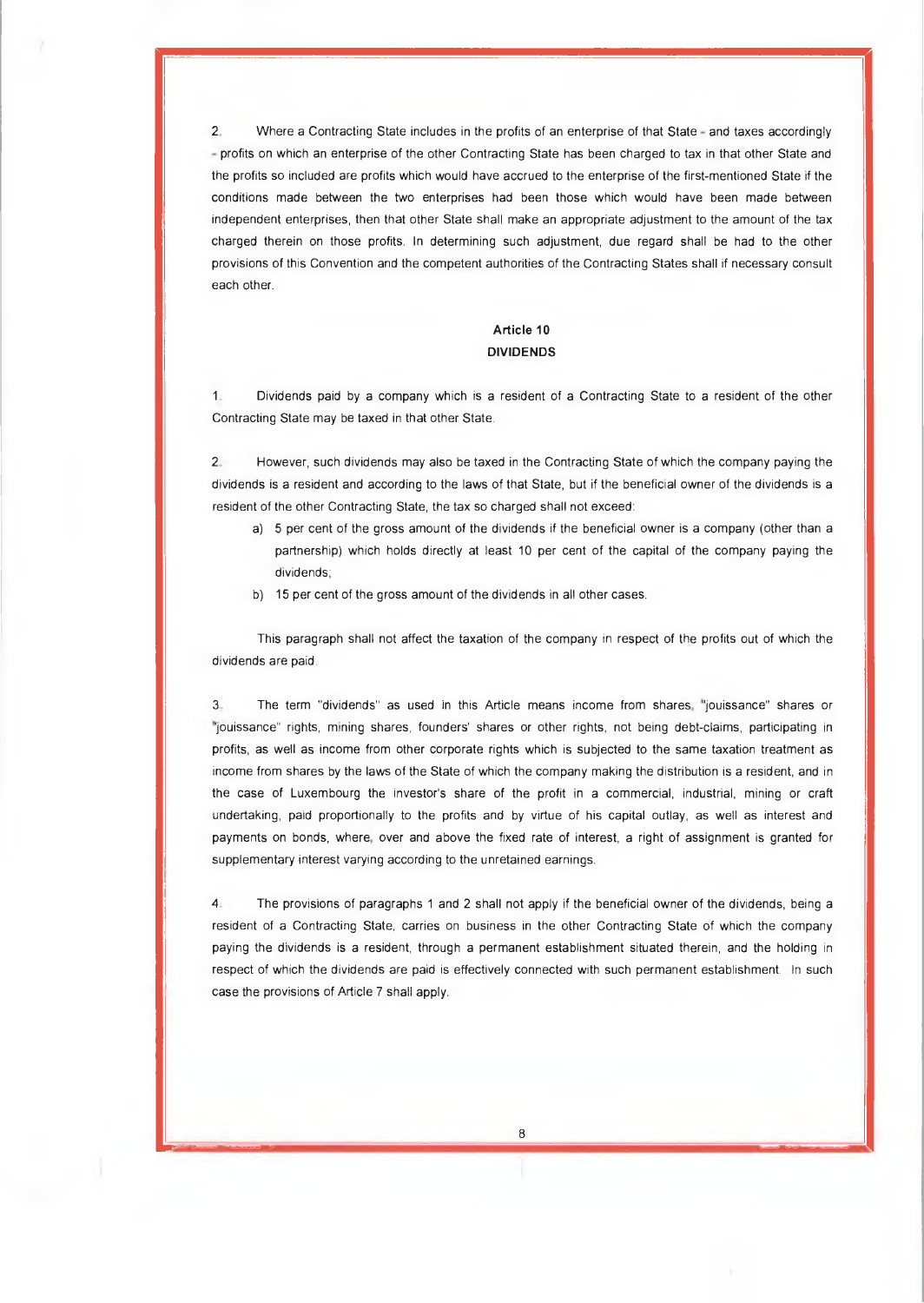2. Where a Contracting State includes in the profits of an enterprise of that State - and taxes accordingly - profits on which an enterprise of the other Contracting State has been charged to tax in that other State and the profits so included are profits which would have accrued to the enterprise of the first-mentioned State if the conditions made between the two enterprises had been those which would have been made between independent enterprises, then that other State shall make an appropriate adjustment to the amount of the tax charged therein on those profits. In determining such adjustment, due regard shall be had to the other provisions of this Convention and the competent authorities of the Contracting States shall if necessary consult each other.

## Article 10
## DIVIDENDS

1. Dividends paid by a company which is a resident of a Contracting State to a resident of the other Contracting State may be taxed in that other State.

2. However, such dividends may also be taxed in the Contracting State of which the company paying the dividends is a resident and according to the laws of that State, but if the beneficial owner of the dividends is a resident of the other Contracting State, the tax so charged shall not exceed:

a) 5 per cent of the gross amount of the dividends if the beneficial owner is a company (other than a partnership) which holds directly at least 10 per cent of the capital of the company paying the dividends;

b) 15 per cent of the gross amount of the dividends in all other cases.

This paragraph shall not affect the taxation of the company in respect of the profits out of which the dividends are paid.

3. The term "dividends" as used in this Article means income from shares, "jouissance" shares or "jouissance" rights, mining shares, founders' shares or other rights, not being debt-claims, participating in profits, as well as income from other corporate rights which is subjected to the same taxation treatment as income from shares by the laws of the State of which the company making the distribution is a resident, and in the case of Luxembourg the investor's share of the profit in a commercial, industrial, mining or craft undertaking, paid proportionally to the profits and by virtue of his capital outlay, as well as interest and payments on bonds, where, over and above the fixed rate of interest, a right of assignment is granted for supplementary interest varying according to the unretained earnings.

4. The provisions of paragraphs 1 and 2 shall not apply if the beneficial owner of the dividends, being a resident of a Contracting State, carries on business in the other Contracting State of which the company paying the dividends is a resident, through a permanent establishment situated therein, and the holding in respect of which the dividends are paid is effectively connected with such permanent establishment. In such case the provisions of Article 7 shall apply.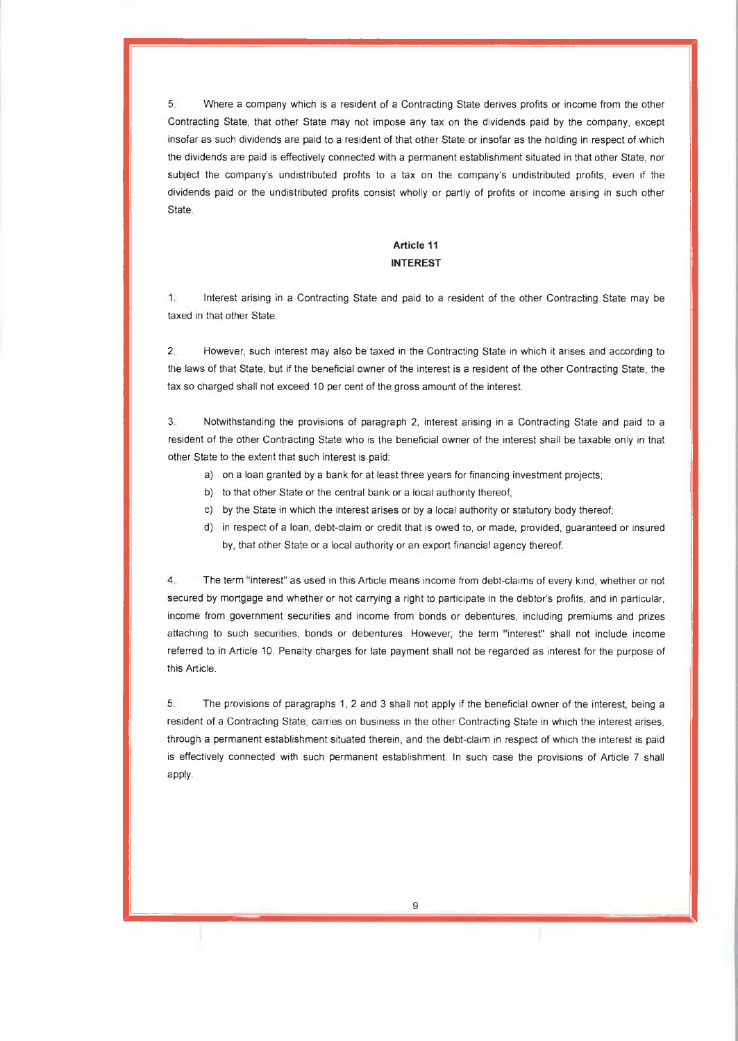5. Where a company which is a resident of a Contracting State derives profits or income from the other Contracting State, that other State may not impose any tax on the dividends paid by the company, except insofar as such dividends are paid to a resident of that other State or insofar as the holding in respect of which the dividends are paid is effectively connected with a permanent establishment situated in that other State, nor subject the company's undistributed profits to a tax on the company's undistributed profits, even if the dividends paid or the undistributed profits consist wholly or partly of profits or income arising in such other State.

## Article 11
## INTEREST

1. Interest arising in a Contracting State and paid to a resident of the other Contracting State may be taxed in that other State.

2. However, such interest may also be taxed in the Contracting State in which it arises and according to the laws of that State, but if the beneficial owner of the interest is a resident of the other Contracting State, the tax so charged shall not exceed 10 per cent of the gross amount of the interest.

3. Notwithstanding the provisions of paragraph 2, interest arising in a Contracting State and paid to a resident of the other Contracting State who is the beneficial owner of the interest shall be taxable only in that other State to the extent that such interest is paid:

a) on a loan granted by a bank for at least three years for financing investment projects;
b) to that other State or the central bank or a local authority thereof;
c) by the State in which the interest arises or by a local authority or statutory body thereof;
d) in respect of a loan, debt-claim or credit that is owed to, or made, provided, guaranteed or insured by, that other State or a local authority or an export financial agency thereof.

4. The term "interest" as used in this Article means income from debt-claims of every kind, whether or not secured by mortgage and whether or not carrying a right to participate in the debtor's profits, and in particular, income from government securities and income from bonds or debentures, including premiums and prizes attaching to such securities, bonds or debentures. However, the term "interest" shall not include income referred to in Article 10. Penalty charges for late payment shall not be regarded as interest for the purpose of this Article.

5. The provisions of paragraphs 1, 2 and 3 shall not apply if the beneficial owner of the interest, being a resident of a Contracting State, carries on business in the other Contracting State in which the interest arises, through a permanent establishment situated therein, and the debt-claim in respect of which the interest is paid is effectively connected with such permanent establishment. In such case the provisions of Article 7 shall apply.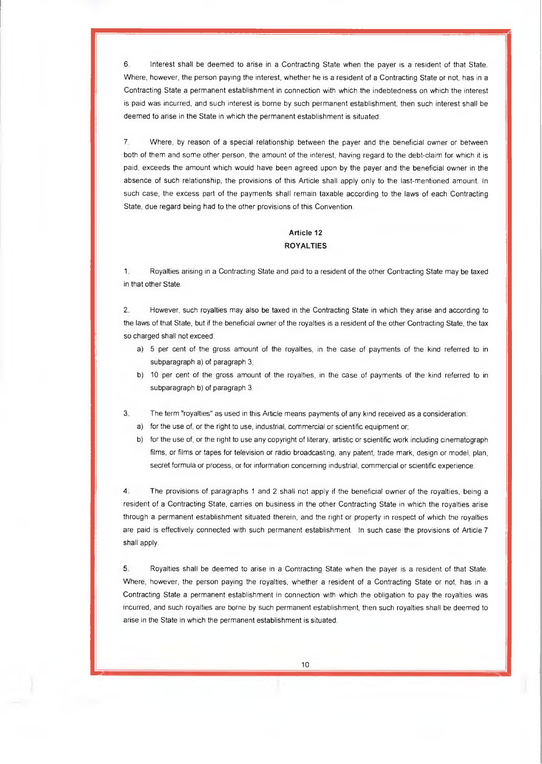6. Interest shall be deemed to arise in a Contracting State when the payer is a resident of that State. Where, however, the person paying the interest, whether he is a resident of a Contracting State or not, has in a Contracting State a permanent establishment in connection with which the indebtedness on which the interest is paid was incurred, and such interest is borne by such permanent establishment, then such interest shall be deemed to arise in the State in which the permanent establishment is situated.

7. Where, by reason of a special relationship between the payer and the beneficial owner or between both of them and some other person, the amount of the interest, having regard to the debt-claim for which it is paid, exceeds the amount which would have been agreed upon by the payer and the beneficial owner in the absence of such relationship, the provisions of this Article shall apply only to the last-mentioned amount. In such case, the excess part of the payments shall remain taxable according to the laws of each Contracting State, due regard being had to the other provisions of this Convention.

## Article 12
## ROYALTIES

1. Royalties arising in a Contracting State and paid to a resident of the other Contracting State may be taxed in that other State.

2. However, such royalties may also be taxed in the Contracting State in which they arise and according to the laws of that State, but if the beneficial owner of the royalties is a resident of the other Contracting State, the tax so charged shall not exceed:

a) 5 per cent of the gross amount of the royalties, in the case of payments of the kind referred to in subparagraph a) of paragraph 3;

b) 10 per cent of the gross amount of the royalties, in the case of payments of the kind referred to in subparagraph b) of paragraph 3.

3. The term "royalties" as used in this Article means payments of any kind received as a consideration:

a) for the use of, or the right to use, industrial, commercial or scientific equipment or;

b) for the use of, or the right to use any copyright of literary, artistic or scientific work including cinematograph films, or films or tapes for television or radio broadcasting, any patent, trade mark, design or model, plan, secret formula or process, or for information concerning industrial, commercial or scientific experience.

4. The provisions of paragraphs 1 and 2 shall not apply if the beneficial owner of the royalties, being a resident of a Contracting State, carries on business in the other Contracting State in which the royalties arise through a permanent establishment situated therein, and the right or property in respect of which the royalties are paid is effectively connected with such permanent establishment. In such case the provisions of Article 7 shall apply.

5. Royalties shall be deemed to arise in a Contracting State when the payer is a resident of that State. Where, however, the person paying the royalties, whether a resident of a Contracting State or not, has in a Contracting State a permanent establishment in connection with which the obligation to pay the royalties was incurred, and such royalties are borne by such permanent establishment, then such royalties shall be deemed to arise in the State in which the permanent establishment is situated.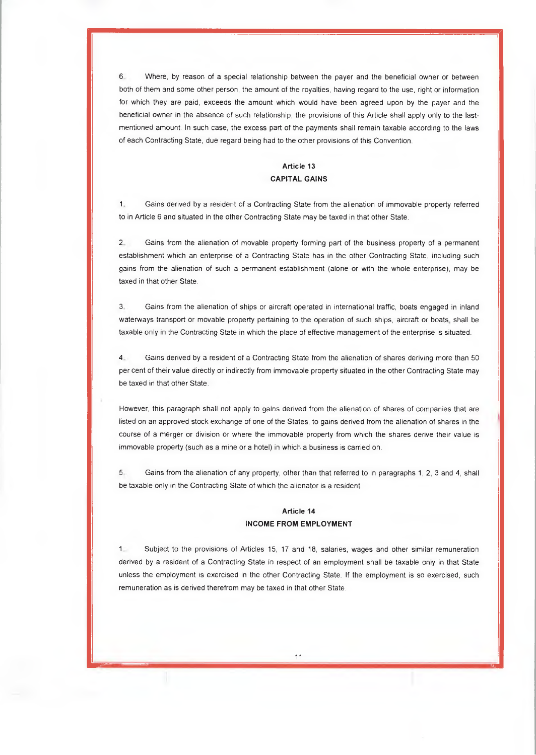6. Where, by reason of a special relationship between the payer and the beneficial owner or between both of them and some other person, the amount of the royalties, having regard to the use, right or information for which they are paid, exceeds the amount which would have been agreed upon by the payer and the beneficial owner in the absence of such relationship, the provisions of this Article shall apply only to the last-mentioned amount. In such case, the excess part of the payments shall remain taxable according to the laws of each Contracting State, due regard being had to the other provisions of this Convention.

## Article 13
## CAPITAL GAINS

1. Gains derived by a resident of a Contracting State from the alienation of immovable property referred to in Article 6 and situated in the other Contracting State may be taxed in that other State.

2. Gains from the alienation of movable property forming part of the business property of a permanent establishment which an enterprise of a Contracting State has in the other Contracting State, including such gains from the alienation of such a permanent establishment (alone or with the whole enterprise), may be taxed in that other State.

3. Gains from the alienation of ships or aircraft operated in international traffic, boats engaged in inland waterways transport or movable property pertaining to the operation of such ships, aircraft or boats, shall be taxable only in the Contracting State in which the place of effective management of the enterprise is situated.

4. Gains derived by a resident of a Contracting State from the alienation of shares deriving more than 50 per cent of their value directly or indirectly from immovable property situated in the other Contracting State may be taxed in that other State.

However, this paragraph shall not apply to gains derived from the alienation of shares of companies that are listed on an approved stock exchange of one of the States, to gains derived from the alienation of shares in the course of a merger or division or where the immovable property from which the shares derive their value is immovable property (such as a mine or a hotel) in which a business is carried on.

5. Gains from the alienation of any property, other than that referred to in paragraphs 1, 2, 3 and 4, shall be taxable only in the Contracting State of which the alienator is a resident.

## Article 14
## INCOME FROM EMPLOYMENT

1. Subject to the provisions of Articles 15, 17 and 18, salaries, wages and other similar remuneration derived by a resident of a Contracting State in respect of an employment shall be taxable only in that State unless the employment is exercised in the other Contracting State. If the employment is so exercised, such remuneration as is derived therefrom may be taxed in that other State.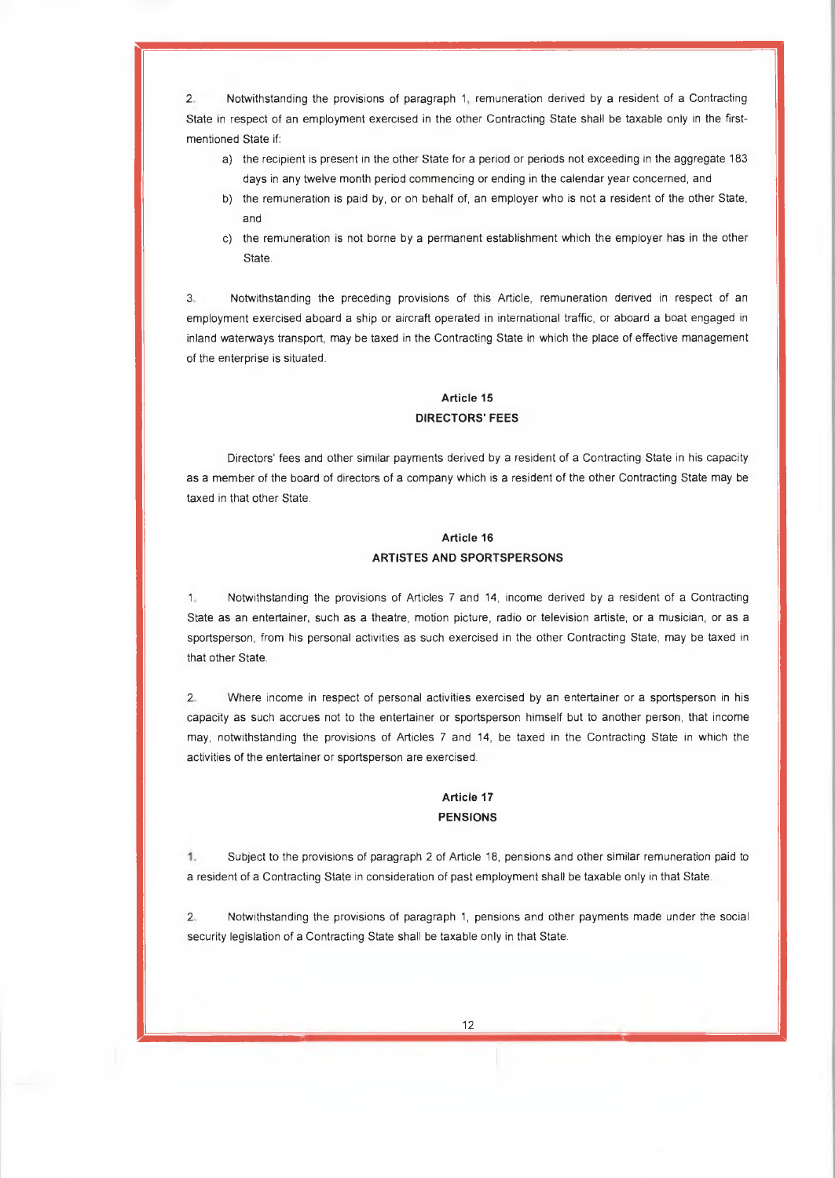2. Notwithstanding the provisions of paragraph 1, remuneration derived by a resident of a Contracting State in respect of an employment exercised in the other Contracting State shall be taxable only in the first-mentioned State if:

a) the recipient is present in the other State for a period or periods not exceeding in the aggregate 183 days in any twelve month period commencing or ending in the calendar year concerned, and

b) the remuneration is paid by, or on behalf of, an employer who is not a resident of the other State, and

c) the remuneration is not borne by a permanent establishment which the employer has in the other State.

3. Notwithstanding the preceding provisions of this Article, remuneration derived in respect of an employment exercised aboard a ship or aircraft operated in international traffic, or aboard a boat engaged in inland waterways transport, may be taxed in the Contracting State in which the place of effective management of the enterprise is situated.

## Article 15
## DIRECTORS' FEES

Directors' fees and other similar payments derived by a resident of a Contracting State in his capacity as a member of the board of directors of a company which is a resident of the other Contracting State may be taxed in that other State.

## Article 16
## ARTISTES AND SPORTSPERSONS

1. Notwithstanding the provisions of Articles 7 and 14, income derived by a resident of a Contracting State as an entertainer, such as a theatre, motion picture, radio or television artiste, or a musician, or as a sportsperson, from his personal activities as such exercised in the other Contracting State, may be taxed in that other State.

2. Where income in respect of personal activities exercised by an entertainer or a sportsperson in his capacity as such accrues not to the entertainer or sportsperson himself but to another person, that income may, notwithstanding the provisions of Articles 7 and 14, be taxed in the Contracting State in which the activities of the entertainer or sportsperson are exercised.

## Article 17
## PENSIONS

1. Subject to the provisions of paragraph 2 of Article 18, pensions and other similar remuneration paid to a resident of a Contracting State in consideration of past employment shall be taxable only in that State.

2. Notwithstanding the provisions of paragraph 1, pensions and other payments made under the social security legislation of a Contracting State shall be taxable only in that State.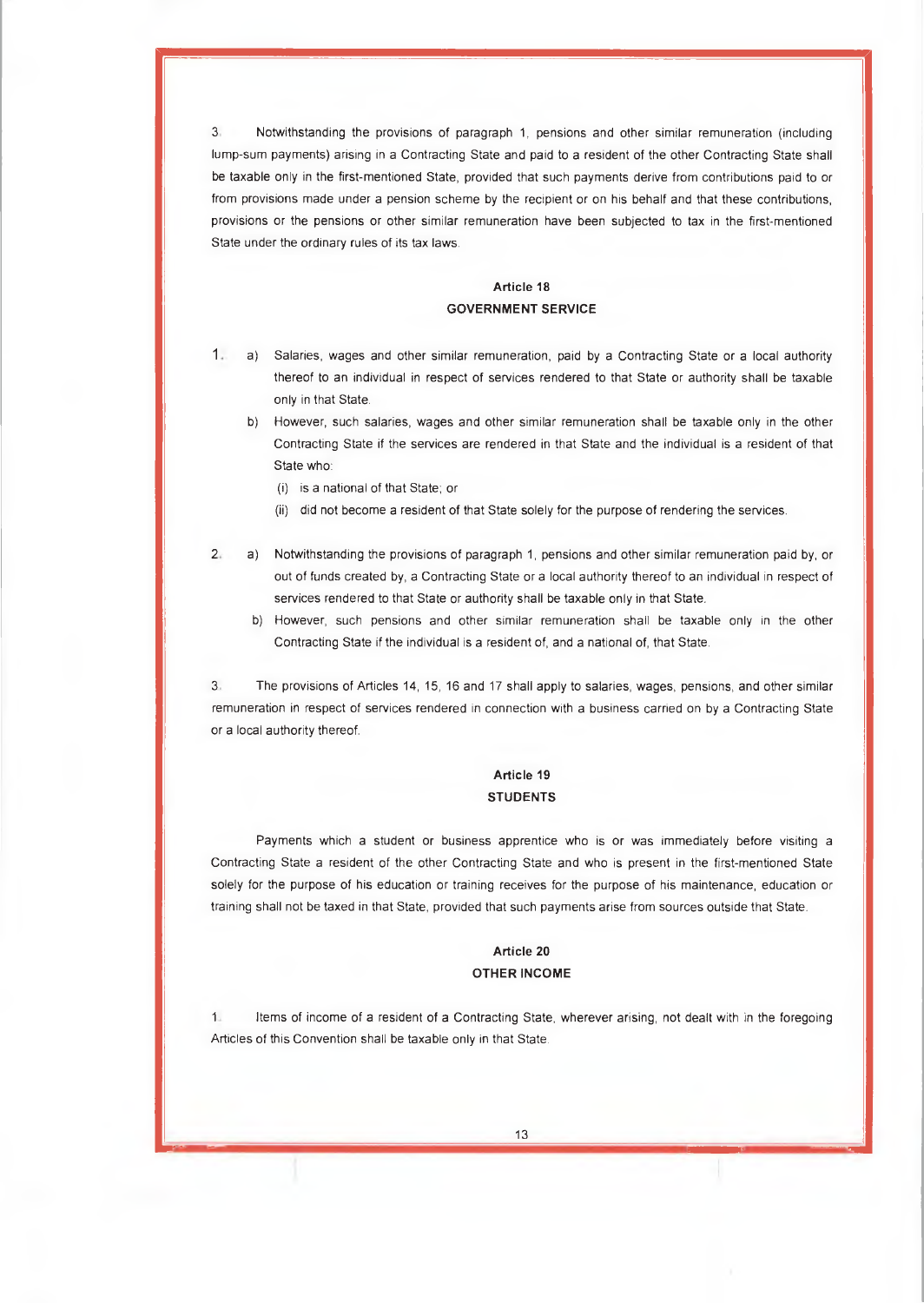3. Notwithstanding the provisions of paragraph 1, pensions and other similar remuneration (including lump-sum payments) arising in a Contracting State and paid to a resident of the other Contracting State shall be taxable only in the first-mentioned State, provided that such payments derive from contributions paid to or from provisions made under a pension scheme by the recipient or on his behalf and that these contributions, provisions or the pensions or other similar remuneration have been subjected to tax in the first-mentioned State under the ordinary rules of its tax laws.

### Article 18
### GOVERNMENT SERVICE

1. a) Salaries, wages and other similar remuneration, paid by a Contracting State or a local authority thereof to an individual in respect of services rendered to that State or authority shall be taxable only in that State.

   b) However, such salaries, wages and other similar remuneration shall be taxable only in the other Contracting State if the services are rendered in that State and the individual is a resident of that State who:

      (i) is a national of that State; or

      (ii) did not become a resident of that State solely for the purpose of rendering the services.

2. a) Notwithstanding the provisions of paragraph 1, pensions and other similar remuneration paid by, or out of funds created by, a Contracting State or a local authority thereof to an individual in respect of services rendered to that State or authority shall be taxable only in that State.

   b) However, such pensions and other similar remuneration shall be taxable only in the other Contracting State if the individual is a resident of, and a national of, that State.

3. The provisions of Articles 14, 15, 16 and 17 shall apply to salaries, wages, pensions, and other similar remuneration in respect of services rendered in connection with a business carried on by a Contracting State or a local authority thereof.

### Article 19
### STUDENTS

Payments which a student or business apprentice who is or was immediately before visiting a Contracting State a resident of the other Contracting State and who is present in the first-mentioned State solely for the purpose of his education or training receives for the purpose of his maintenance, education or training shall not be taxed in that State, provided that such payments arise from sources outside that State.

### Article 20
### OTHER INCOME

1. Items of income of a resident of a Contracting State, wherever arising, not dealt with in the foregoing Articles of this Convention shall be taxable only in that State.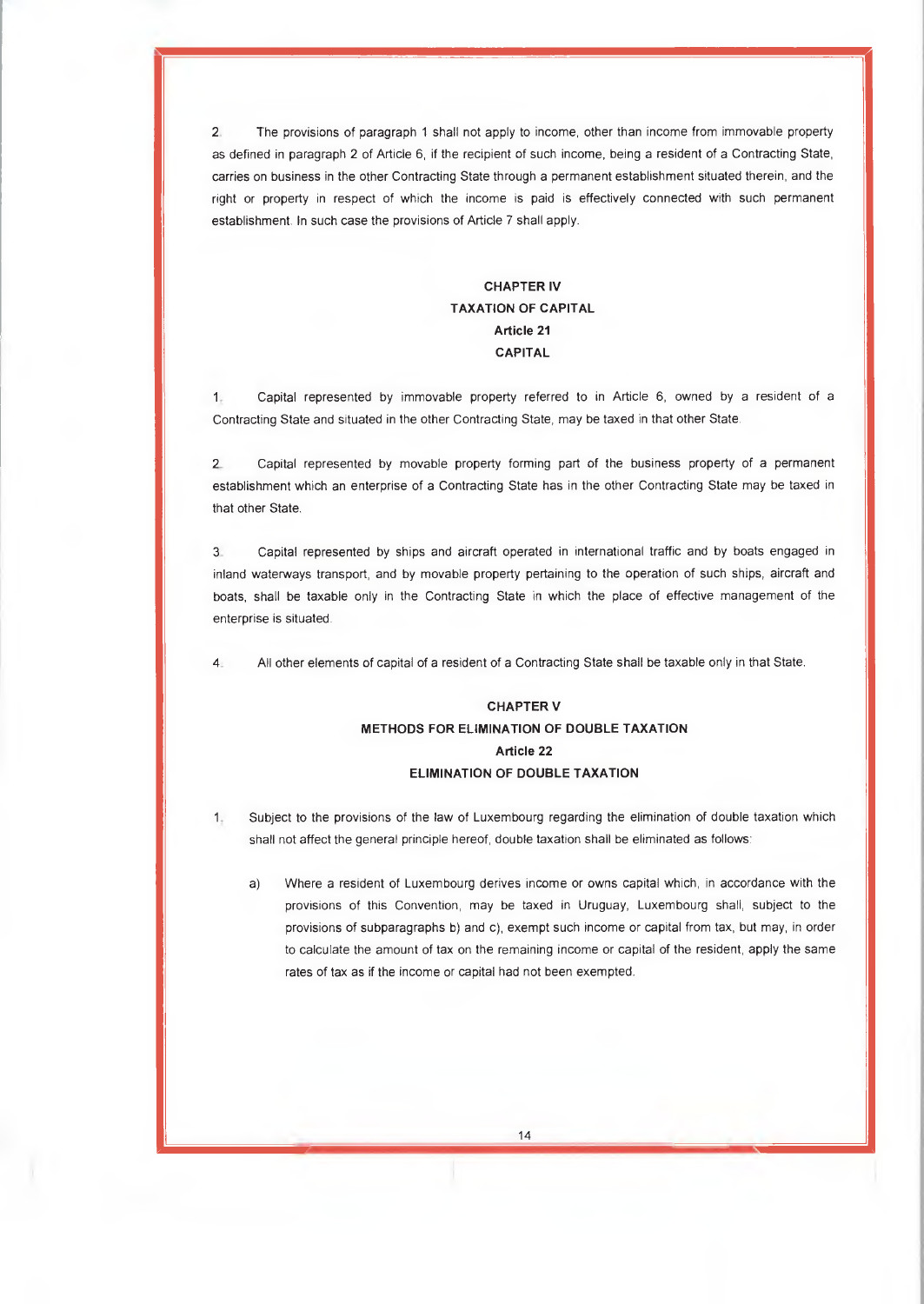2. The provisions of paragraph 1 shall not apply to income, other than income from immovable property as defined in paragraph 2 of Article 6, if the recipient of such income, being a resident of a Contracting State, carries on business in the other Contracting State through a permanent establishment situated therein, and the right or property in respect of which the income is paid is effectively connected with such permanent establishment. In such case the provisions of Article 7 shall apply.

## CHAPTER IV
## TAXATION OF CAPITAL
### Article 21
### CAPITAL

1. Capital represented by immovable property referred to in Article 6, owned by a resident of a Contracting State and situated in the other Contracting State, may be taxed in that other State.

2. Capital represented by movable property forming part of the business property of a permanent establishment which an enterprise of a Contracting State has in the other Contracting State may be taxed in that other State.

3. Capital represented by ships and aircraft operated in international traffic and by boats engaged in inland waterways transport, and by movable property pertaining to the operation of such ships, aircraft and boats, shall be taxable only in the Contracting State in which the place of effective management of the enterprise is situated.

4. All other elements of capital of a resident of a Contracting State shall be taxable only in that State.

## CHAPTER V
## METHODS FOR ELIMINATION OF DOUBLE TAXATION
### Article 22
### ELIMINATION OF DOUBLE TAXATION

1. Subject to the provisions of the law of Luxembourg regarding the elimination of double taxation which shall not affect the general principle hereof, double taxation shall be eliminated as follows:

   a) Where a resident of Luxembourg derives income or owns capital which, in accordance with the provisions of this Convention, may be taxed in Uruguay, Luxembourg shall, subject to the provisions of subparagraphs b) and c), exempt such income or capital from tax, but may, in order to calculate the amount of tax on the remaining income or capital of the resident, apply the same rates of tax as if the income or capital had not been exempted.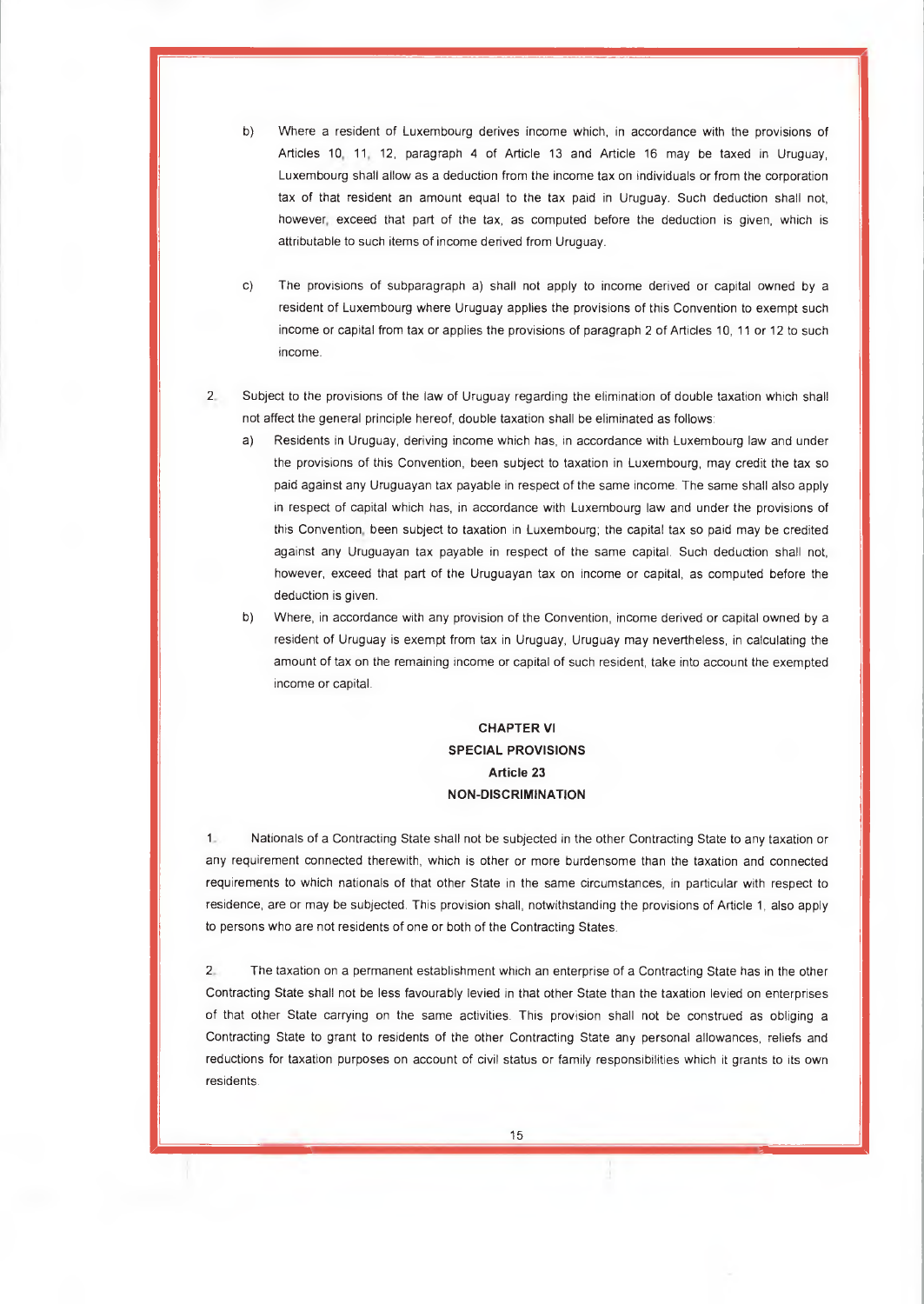b) Where a resident of Luxembourg derives income which, in accordance with the provisions of Articles 10, 11, 12, paragraph 4 of Article 13 and Article 16 may be taxed in Uruguay, Luxembourg shall allow as a deduction from the income tax on individuals or from the corporation tax of that resident an amount equal to the tax paid in Uruguay. Such deduction shall not, however, exceed that part of the tax, as computed before the deduction is given, which is attributable to such items of income derived from Uruguay.

c) The provisions of subparagraph a) shall not apply to income derived or capital owned by a resident of Luxembourg where Uruguay applies the provisions of this Convention to exempt such income or capital from tax or applies the provisions of paragraph 2 of Articles 10, 11 or 12 to such income.

2. Subject to the provisions of the law of Uruguay regarding the elimination of double taxation which shall not affect the general principle hereof, double taxation shall be eliminated as follows:

a) Residents in Uruguay, deriving income which has, in accordance with Luxembourg law and under the provisions of this Convention, been subject to taxation in Luxembourg, may credit the tax so paid against any Uruguayan tax payable in respect of the same income. The same shall also apply in respect of capital which has, in accordance with Luxembourg law and under the provisions of this Convention, been subject to taxation in Luxembourg; the capital tax so paid may be credited against any Uruguayan tax payable in respect of the same capital. Such deduction shall not, however, exceed that part of the Uruguayan tax on income or capital, as computed before the deduction is given.

b) Where, in accordance with any provision of the Convention, income derived or capital owned by a resident of Uruguay is exempt from tax in Uruguay, Uruguay may nevertheless, in calculating the amount of tax on the remaining income or capital of such resident, take into account the exempted income or capital.

## CHAPTER VI
## SPECIAL PROVISIONS
### Article 23
### NON-DISCRIMINATION

1. Nationals of a Contracting State shall not be subjected in the other Contracting State to any taxation or any requirement connected therewith, which is other or more burdensome than the taxation and connected requirements to which nationals of that other State in the same circumstances, in particular with respect to residence, are or may be subjected. This provision shall, notwithstanding the provisions of Article 1, also apply to persons who are not residents of one or both of the Contracting States.

2. The taxation on a permanent establishment which an enterprise of a Contracting State has in the other Contracting State shall not be less favourably levied in that other State than the taxation levied on enterprises of that other State carrying on the same activities. This provision shall not be construed as obliging a Contracting State to grant to residents of the other Contracting State any personal allowances, reliefs and reductions for taxation purposes on account of civil status or family responsibilities which it grants to its own residents.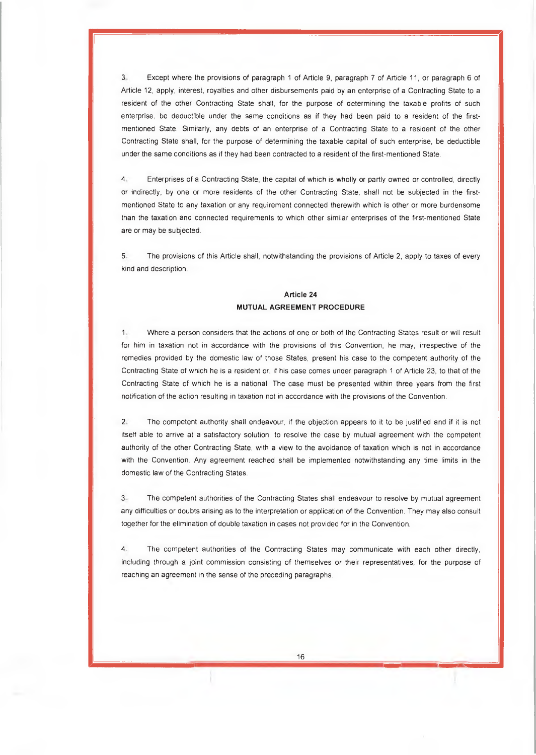3. Except where the provisions of paragraph 1 of Article 9, paragraph 7 of Article 11, or paragraph 6 of Article 12, apply, interest, royalties and other disbursements paid by an enterprise of a Contracting State to a resident of the other Contracting State shall, for the purpose of determining the taxable profits of such enterprise, be deductible under the same conditions as if they had been paid to a resident of the first-mentioned State. Similarly, any debts of an enterprise of a Contracting State to a resident of the other Contracting State shall, for the purpose of determining the taxable capital of such enterprise, be deductible under the same conditions as if they had been contracted to a resident of the first-mentioned State.

4. Enterprises of a Contracting State, the capital of which is wholly or partly owned or controlled, directly or indirectly, by one or more residents of the other Contracting State, shall not be subjected in the first-mentioned State to any taxation or any requirement connected therewith which is other or more burdensome than the taxation and connected requirements to which other similar enterprises of the first-mentioned State are or may be subjected.

5. The provisions of this Article shall, notwithstanding the provisions of Article 2, apply to taxes of every kind and description.

## Article 24
## MUTUAL AGREEMENT PROCEDURE

1. Where a person considers that the actions of one or both of the Contracting States result or will result for him in taxation not in accordance with the provisions of this Convention, he may, irrespective of the remedies provided by the domestic law of those States, present his case to the competent authority of the Contracting State of which he is a resident or, if his case comes under paragraph 1 of Article 23, to that of the Contracting State of which he is a national. The case must be presented within three years from the first notification of the action resulting in taxation not in accordance with the provisions of the Convention.

2. The competent authority shall endeavour, if the objection appears to it to be justified and if it is not itself able to arrive at a satisfactory solution, to resolve the case by mutual agreement with the competent authority of the other Contracting State, with a view to the avoidance of taxation which is not in accordance with the Convention. Any agreement reached shall be implemented notwithstanding any time limits in the domestic law of the Contracting States.

3. The competent authorities of the Contracting States shall endeavour to resolve by mutual agreement any difficulties or doubts arising as to the interpretation or application of the Convention. They may also consult together for the elimination of double taxation in cases not provided for in the Convention.

4. The competent authorities of the Contracting States may communicate with each other directly, including through a joint commission consisting of themselves or their representatives, for the purpose of reaching an agreement in the sense of the preceding paragraphs.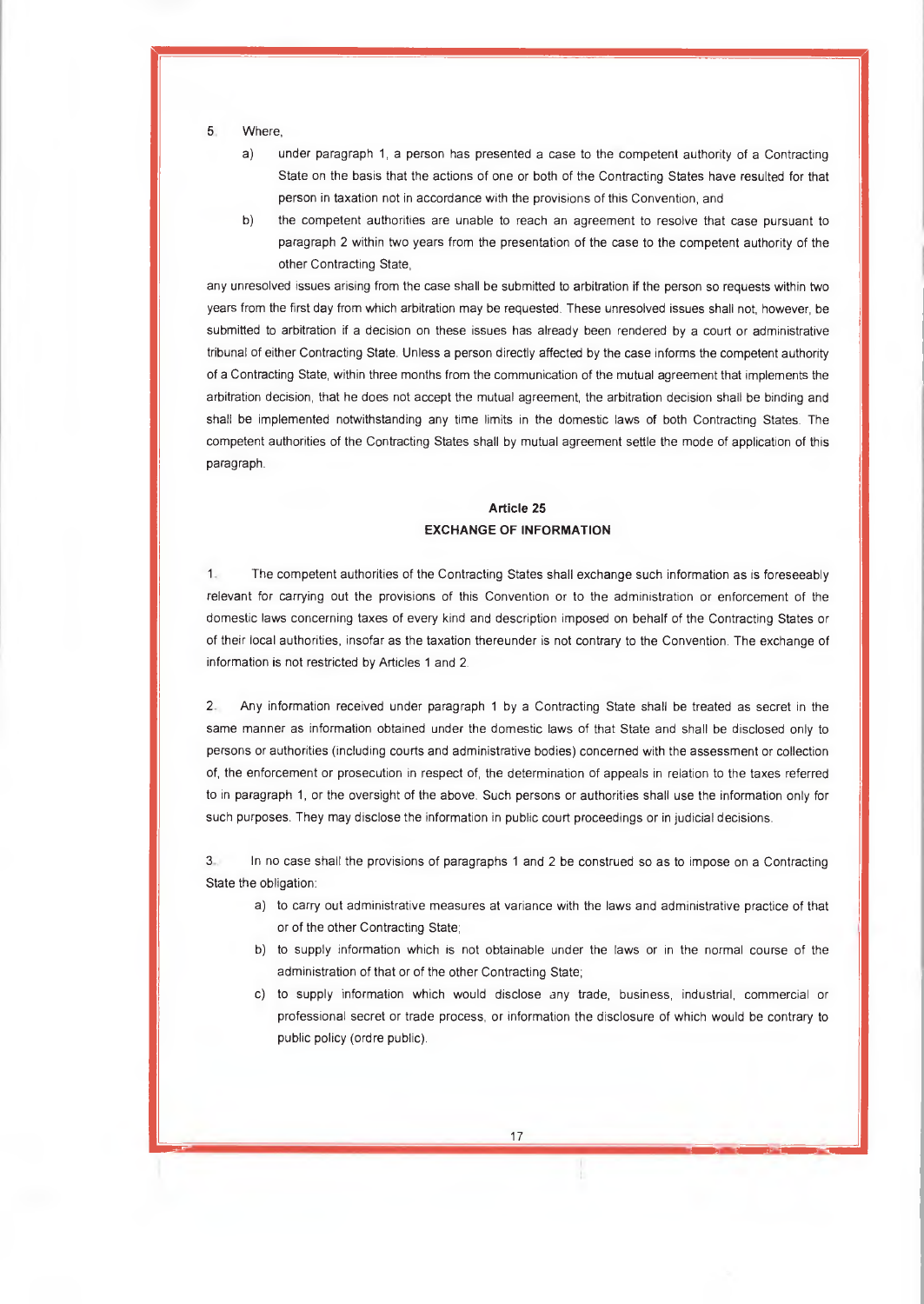5. Where,

a) under paragraph 1, a person has presented a case to the competent authority of a Contracting State on the basis that the actions of one or both of the Contracting States have resulted for that person in taxation not in accordance with the provisions of this Convention, and

b) the competent authorities are unable to reach an agreement to resolve that case pursuant to paragraph 2 within two years from the presentation of the case to the competent authority of the other Contracting State,

any unresolved issues arising from the case shall be submitted to arbitration if the person so requests within two years from the first day from which arbitration may be requested. These unresolved issues shall not, however, be submitted to arbitration if a decision on these issues has already been rendered by a court or administrative tribunal of either Contracting State. Unless a person directly affected by the case informs the competent authority of a Contracting State, within three months from the communication of the mutual agreement that implements the arbitration decision, that he does not accept the mutual agreement, the arbitration decision shall be binding and shall be implemented notwithstanding any time limits in the domestic laws of both Contracting States. The competent authorities of the Contracting States shall by mutual agreement settle the mode of application of this paragraph.

## Article 25
## EXCHANGE OF INFORMATION

1. The competent authorities of the Contracting States shall exchange such information as is foreseeably relevant for carrying out the provisions of this Convention or to the administration or enforcement of the domestic laws concerning taxes of every kind and description imposed on behalf of the Contracting States or of their local authorities, insofar as the taxation thereunder is not contrary to the Convention. The exchange of information is not restricted by Articles 1 and 2.

2. Any information received under paragraph 1 by a Contracting State shall be treated as secret in the same manner as information obtained under the domestic laws of that State and shall be disclosed only to persons or authorities (including courts and administrative bodies) concerned with the assessment or collection of, the enforcement or prosecution in respect of, the determination of appeals in relation to the taxes referred to in paragraph 1, or the oversight of the above. Such persons or authorities shall use the information only for such purposes. They may disclose the information in public court proceedings or in judicial decisions.

3. In no case shall the provisions of paragraphs 1 and 2 be construed so as to impose on a Contracting State the obligation:

a) to carry out administrative measures at variance with the laws and administrative practice of that or of the other Contracting State;

b) to supply information which is not obtainable under the laws or in the normal course of the administration of that or of the other Contracting State;

c) to supply information which would disclose any trade, business, industrial, commercial or professional secret or trade process, or information the disclosure of which would be contrary to public policy (ordre public).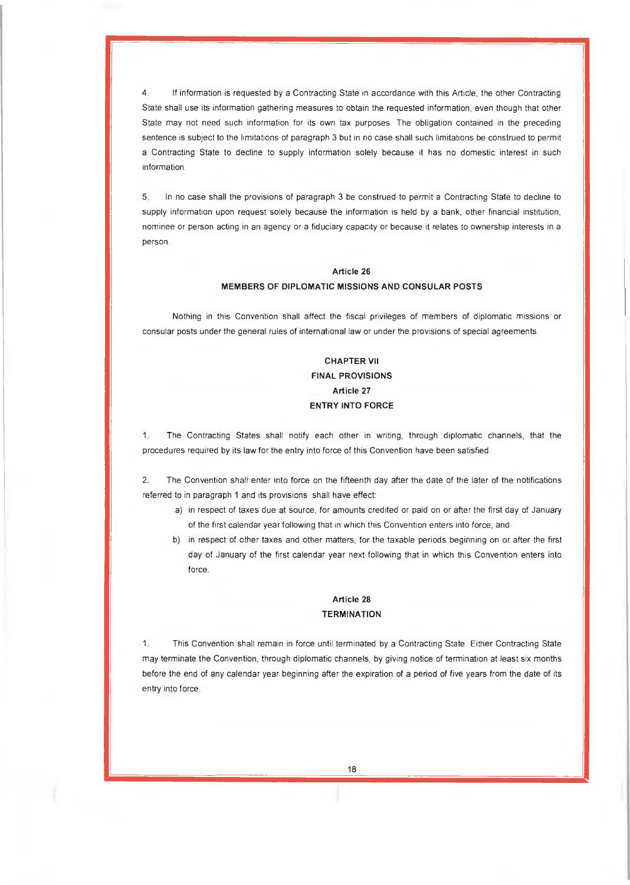4. If information is requested by a Contracting State in accordance with this Article, the other Contracting State shall use its information gathering measures to obtain the requested information, even though that other State may not need such information for its own tax purposes. The obligation contained in the preceding sentence is subject to the limitations of paragraph 3 but in no case shall such limitations be construed to permit a Contracting State to decline to supply information solely because it has no domestic interest in such information.

5. In no case shall the provisions of paragraph 3 be construed to permit a Contracting State to decline to supply information upon request solely because the information is held by a bank, other financial institution, nominee or person acting in an agency or a fiduciary capacity or because it relates to ownership interests in a person.

### Article 26
### MEMBERS OF DIPLOMATIC MISSIONS AND CONSULAR POSTS

Nothing in this Convention shall affect the fiscal privileges of members of diplomatic missions or consular posts under the general rules of international law or under the provisions of special agreements.

## CHAPTER VII
## FINAL PROVISIONS
### Article 27
### ENTRY INTO FORCE

1. The Contracting States shall notify each other in writing, through diplomatic channels, that the procedures required by its law for the entry into force of this Convention have been satisfied.

2. The Convention shall enter into force on the fifteenth day after the date of the later of the notifications referred to in paragraph 1 and its provisions shall have effect:

a) in respect of taxes due at source, for amounts credited or paid on or after the first day of January of the first calendar year following that in which this Convention enters into force; and

b) in respect of other taxes and other matters, for the taxable periods beginning on or after the first day of January of the first calendar year next following that in which this Convention enters into force.

### Article 28
### TERMINATION

1. This Convention shall remain in force until terminated by a Contracting State. Either Contracting State may terminate the Convention, through diplomatic channels, by giving notice of termination at least six months before the end of any calendar year beginning after the expiration of a period of five years from the date of its entry into force.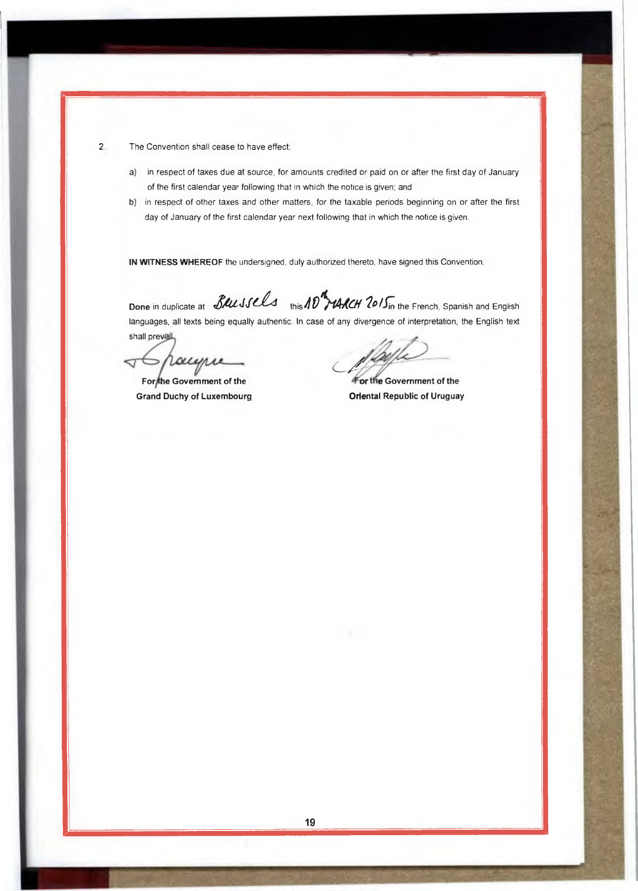2. The Convention shall cease to have effect:

a) in respect of taxes due at source, for amounts credited or paid on or after the first day of January of the first calendar year following that in which the notice is given; and

b) in respect of other taxes and other matters, for the taxable periods beginning on or after the first day of January of the first calendar year next following that in which the notice is given.

**IN WITNESS WHEREOF** the undersigned, duly authorized thereto, have signed this Convention.

**Done** in duplicate at Brussels this 10th MARCH 2015 in the French, Spanish and English languages, all texts being equally authentic. In case of any divergence of interpretation, the English text shall prevail.

| **For the Government of the Grand Duchy of Luxembourg** | **For the Government of the Oriental Republic of Uruguay** |
| --- | --- |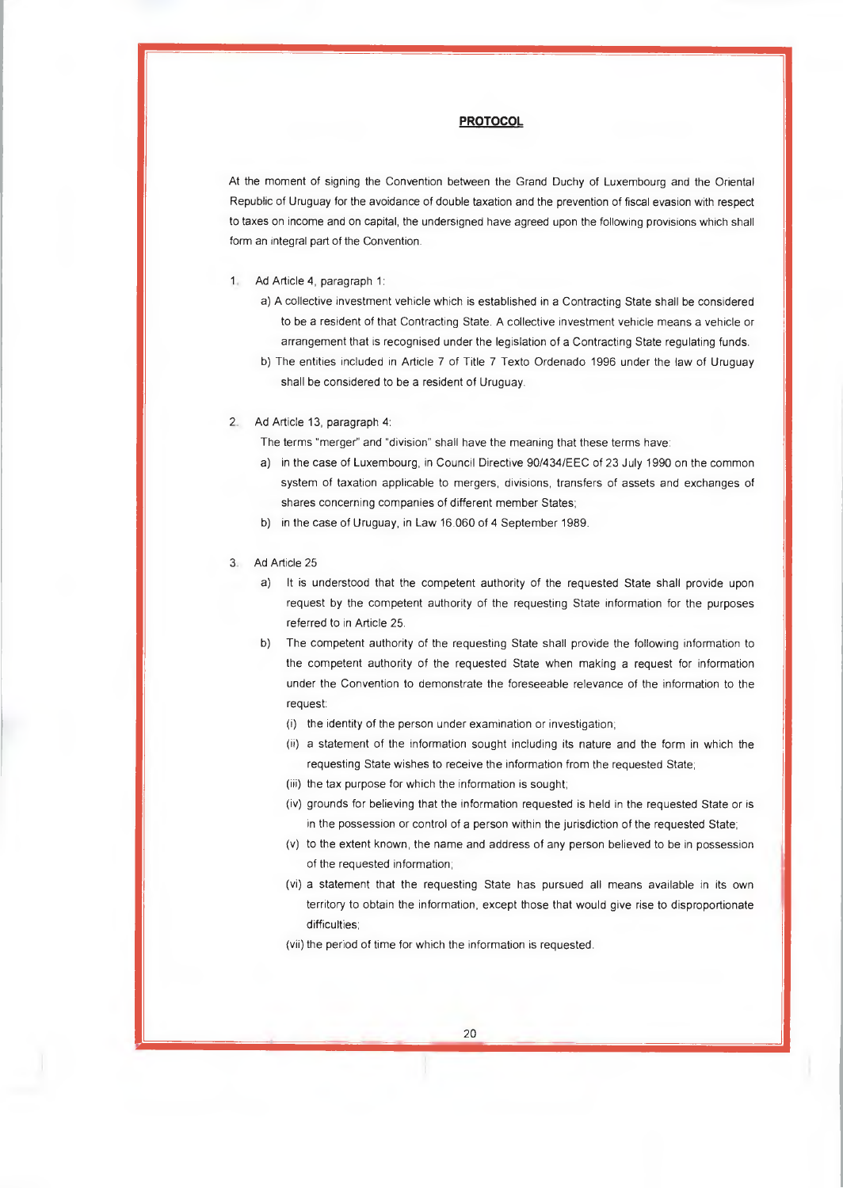**PROTOCOL**

At the moment of signing the Convention between the Grand Duchy of Luxembourg and the Oriental Republic of Uruguay for the avoidance of double taxation and the prevention of fiscal evasion with respect to taxes on income and on capital, the undersigned have agreed upon the following provisions which shall form an integral part of the Convention.

1. Ad Article 4, paragraph 1:
   a) A collective investment vehicle which is established in a Contracting State shall be considered to be a resident of that Contracting State. A collective investment vehicle means a vehicle or arrangement that is recognised under the legislation of a Contracting State regulating funds.
   b) The entities included in Article 7 of Title 7 Texto Ordenado 1996 under the law of Uruguay shall be considered to be a resident of Uruguay.

2. Ad Article 13, paragraph 4:

   The terms "merger" and "division" shall have the meaning that these terms have:
   a) in the case of Luxembourg, in Council Directive 90/434/EEC of 23 July 1990 on the common system of taxation applicable to mergers, divisions, transfers of assets and exchanges of shares concerning companies of different member States;
   b) in the case of Uruguay, in Law 16.060 of 4 September 1989.

3. Ad Article 25
   a) It is understood that the competent authority of the requested State shall provide upon request by the competent authority of the requesting State information for the purposes referred to in Article 25.
   b) The competent authority of the requesting State shall provide the following information to the competent authority of the requested State when making a request for information under the Convention to demonstrate the foreseeable relevance of the information to the request:
      (i) the identity of the person under examination or investigation;
      (ii) a statement of the information sought including its nature and the form in which the requesting State wishes to receive the information from the requested State;
      (iii) the tax purpose for which the information is sought;
      (iv) grounds for believing that the information requested is held in the requested State or is in the possession or control of a person within the jurisdiction of the requested State;
      (v) to the extent known, the name and address of any person believed to be in possession of the requested information;
      (vi) a statement that the requesting State has pursued all means available in its own territory to obtain the information, except those that would give rise to disproportionate difficulties;
      (vii) the period of time for which the information is requested.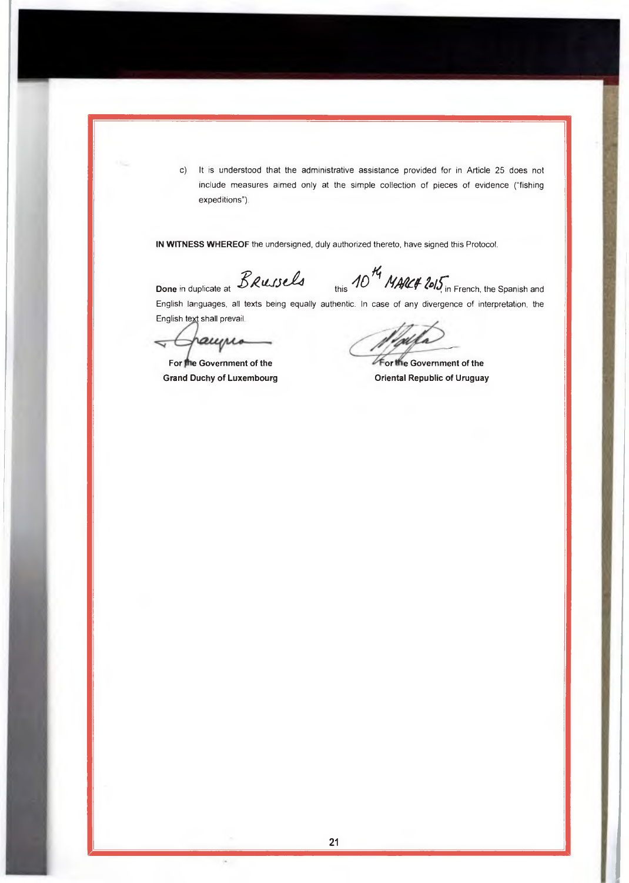c) It is understood that the administrative assistance provided for in Article 25 does not include measures aimed only at the simple collection of pieces of evidence ("fishing expeditions").

**IN WITNESS WHEREOF** the undersigned, duly authorized thereto, have signed this Protocol.

**Done** in duplicate at Brussels this 10th MARCH 2015, in French, the Spanish and English languages, all texts being equally authentic. In case of any divergence of interpretation, the English text shall prevail.

| | |
|---|---|
| **For the Government of the Grand Duchy of Luxembourg** | **For the Government of the Oriental Republic of Uruguay** |